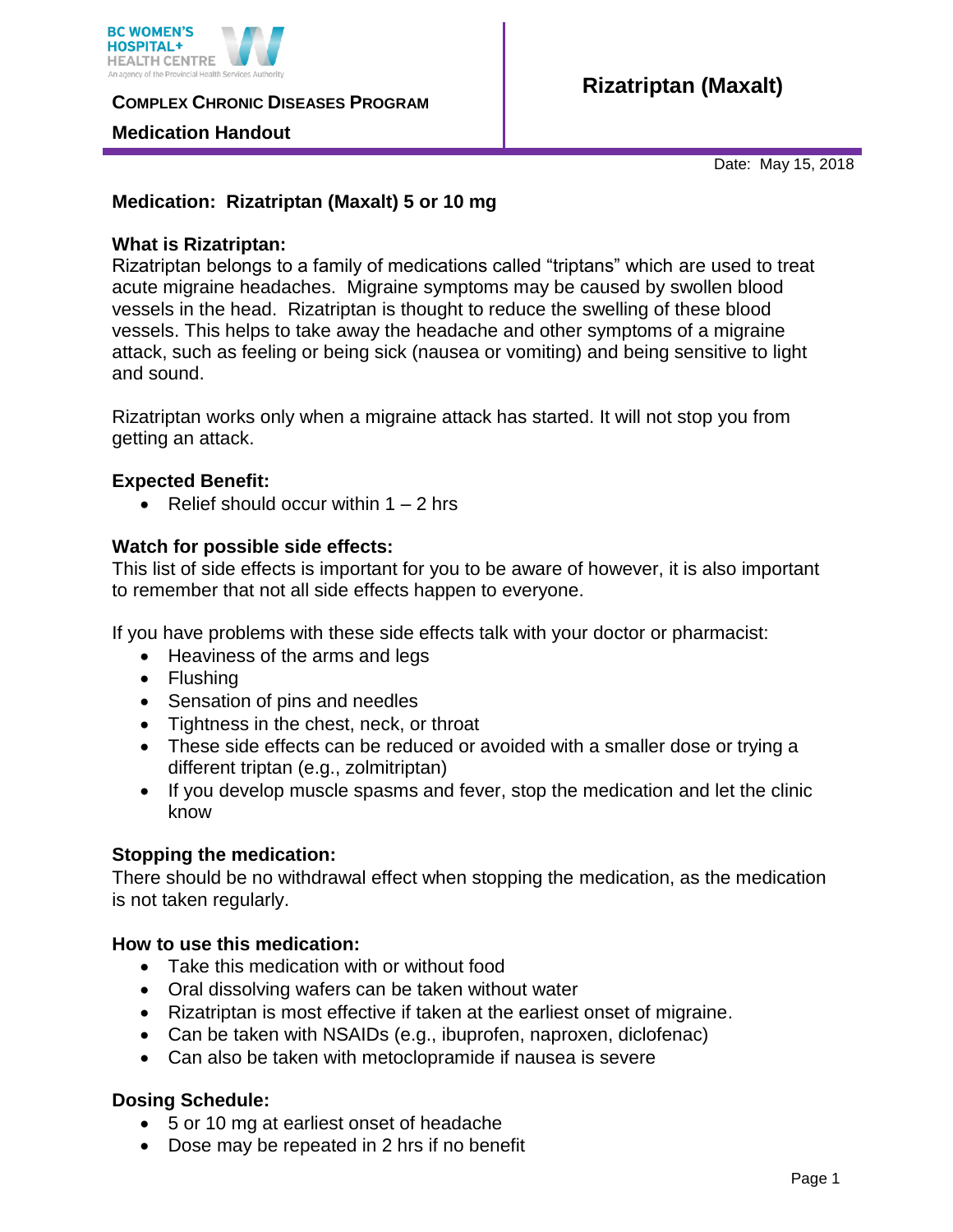BC WOMEN'S HOSPITAL+ HEALTH CENTRE
An agency of the Provincial Health Services Authority

**COMPLEX CHRONIC DISEASES PROGRAM**

**Medication Handout**

# Rizatriptan (Maxalt)

Date: May 15, 2018

**Medication: Rizatriptan (Maxalt) 5 or 10 mg**

**What is Rizatriptan:**
Rizatriptan belongs to a family of medications called "triptans" which are used to treat acute migraine headaches. Migraine symptoms may be caused by swollen blood vessels in the head. Rizatriptan is thought to reduce the swelling of these blood vessels. This helps to take away the headache and other symptoms of a migraine attack, such as feeling or being sick (nausea or vomiting) and being sensitive to light and sound.

Rizatriptan works only when a migraine attack has started. It will not stop you from getting an attack.

**Expected Benefit:**

- Relief should occur within 1 – 2 hrs

**Watch for possible side effects:**
This list of side effects is important for you to be aware of however, it is also important to remember that not all side effects happen to everyone.

If you have problems with these side effects talk with your doctor or pharmacist:

- Heaviness of the arms and legs
- Flushing
- Sensation of pins and needles
- Tightness in the chest, neck, or throat
- These side effects can be reduced or avoided with a smaller dose or trying a different triptan (e.g., zolmitriptan)
- If you develop muscle spasms and fever, stop the medication and let the clinic know

**Stopping the medication:**
There should be no withdrawal effect when stopping the medication, as the medication is not taken regularly.

**How to use this medication:**

- Take this medication with or without food
- Oral dissolving wafers can be taken without water
- Rizatriptan is most effective if taken at the earliest onset of migraine.
- Can be taken with NSAIDs (e.g., ibuprofen, naproxen, diclofenac)
- Can also be taken with metoclopramide if nausea is severe

**Dosing Schedule:**

- 5 or 10 mg at earliest onset of headache
- Dose may be repeated in 2 hrs if no benefit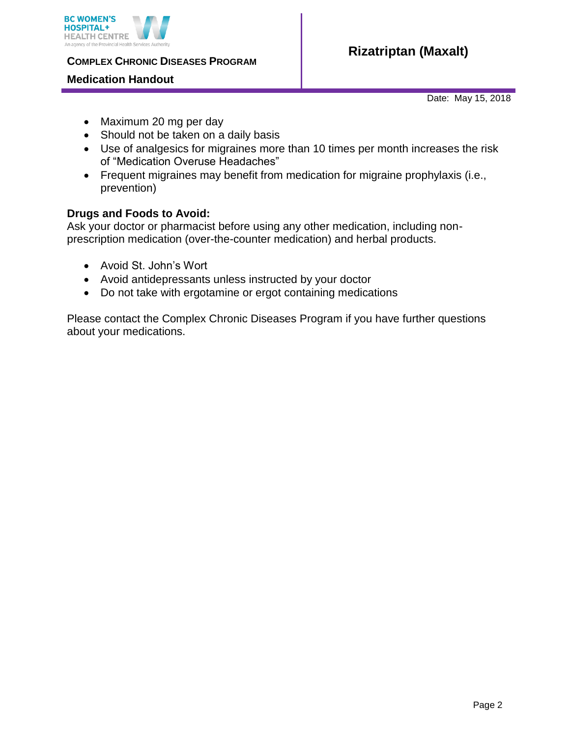- Maximum 20 mg per day
- Should not be taken on a daily basis
- Use of analgesics for migraines more than 10 times per month increases the risk of "Medication Overuse Headaches"
- Frequent migraines may benefit from medication for migraine prophylaxis (i.e., prevention)

**Drugs and Foods to Avoid:**

Ask your doctor or pharmacist before using any other medication, including non-prescription medication (over-the-counter medication) and herbal products.

- Avoid St. John's Wort
- Avoid antidepressants unless instructed by your doctor
- Do not take with ergotamine or ergot containing medications

Please contact the Complex Chronic Diseases Program if you have further questions about your medications.